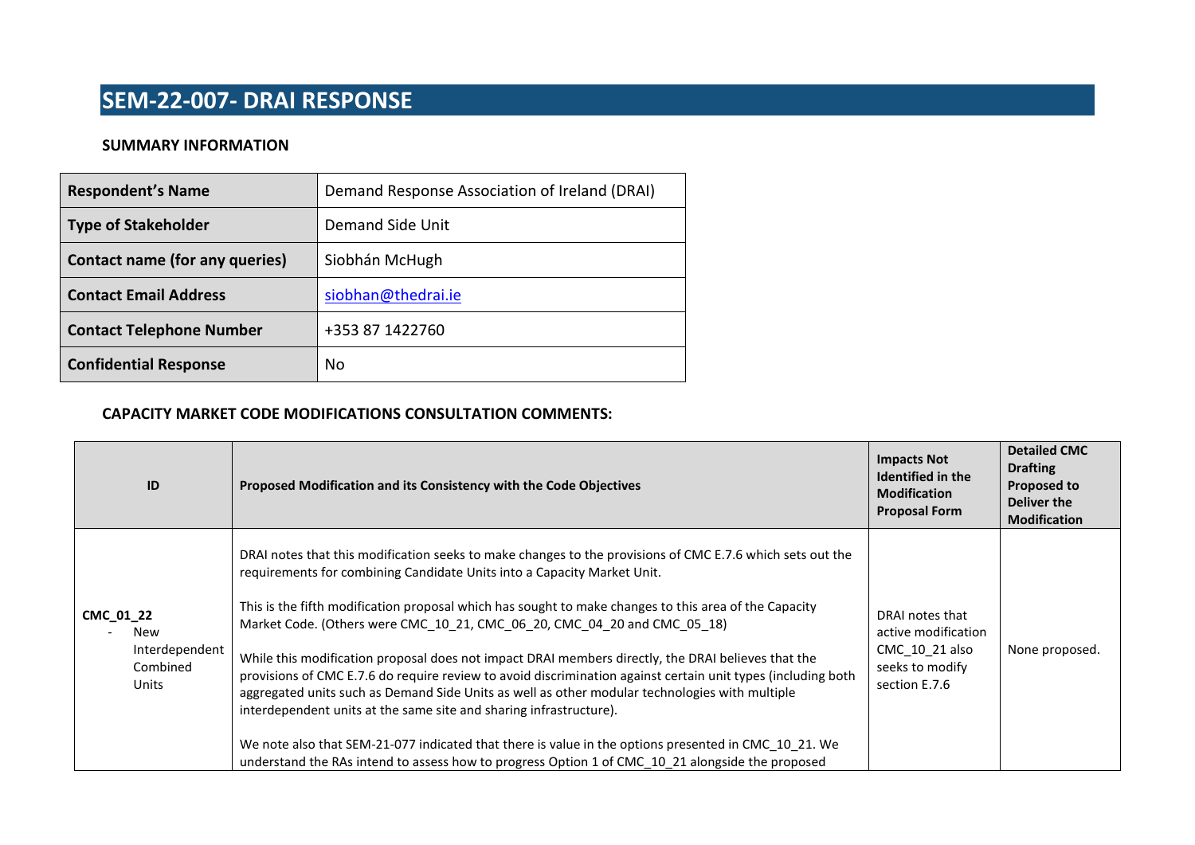# SEM-22-007- DRAI RESPONSE

**SUMMARY INFORMATION**

| **Respondent's Name** | Demand Response Association of Ireland (DRAI) |
|---|---|
| **Type of Stakeholder** | Demand Side Unit |
| **Contact name (for any queries)** | Siobhán McHugh |
| **Contact Email Address** | siobhan@thedrai.ie |
| **Contact Telephone Number** | +353 87 1422760 |
| **Confidential Response** | No |

**CAPACITY MARKET CODE MODIFICATIONS CONSULTATION COMMENTS:**

| ID | Proposed Modification and its Consistency with the Code Objectives | Impacts Not Identified in the Modification Proposal Form | Detailed CMC Drafting Proposed to Deliver the Modification |
|---|---|---|---|
| CMC_01_22 - New Interdependent Combined Units | DRAI notes that this modification seeks to make changes to the provisions of CMC E.7.6 which sets out the requirements for combining Candidate Units into a Capacity Market Unit.<br><br>This is the fifth modification proposal which has sought to make changes to this area of the Capacity Market Code. (Others were CMC_10_21, CMC_06_20, CMC_04_20 and CMC_05_18)<br><br>While this modification proposal does not impact DRAI members directly, the DRAI believes that the provisions of CMC E.7.6 do require review to avoid discrimination against certain unit types (including both aggregated units such as Demand Side Units as well as other modular technologies with multiple interdependent units at the same site and sharing infrastructure).<br><br>We note also that SEM-21-077 indicated that there is value in the options presented in CMC_10_21. We understand the RAs intend to assess how to progress Option 1 of CMC_10_21 alongside the proposed | DRAI notes that active modification CMC_10_21 also seeks to modify section E.7.6 | None proposed. |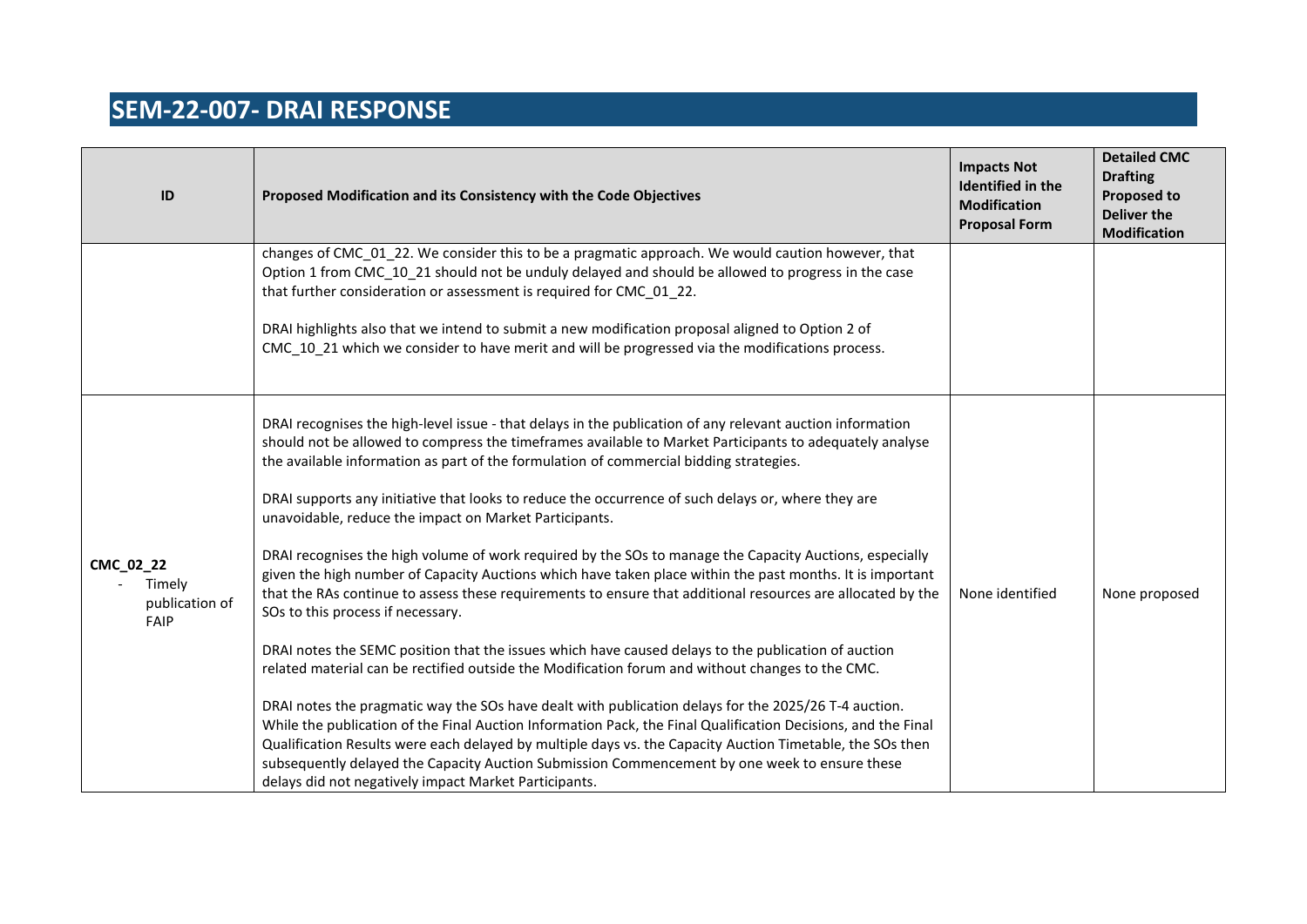## SEM-22-007- DRAI RESPONSE

| ID | Proposed Modification and its Consistency with the Code Objectives | Impacts Not Identified in the Modification Proposal Form | Detailed CMC Drafting Proposed to Deliver the Modification |
|---|---|---|---|
| | changes of CMC_01_22. We consider this to be a pragmatic approach. We would caution however, that Option 1 from CMC_10_21 should not be unduly delayed and should be allowed to progress in the case that further consideration or assessment is required for CMC_01_22.<br><br>DRAI highlights also that we intend to submit a new modification proposal aligned to Option 2 of CMC_10_21 which we consider to have merit and will be progressed via the modifications process. | | |
| CMC_02_22<br>- Timely publication of FAIP | DRAI recognises the high-level issue - that delays in the publication of any relevant auction information should not be allowed to compress the timeframes available to Market Participants to adequately analyse the available information as part of the formulation of commercial bidding strategies.<br><br>DRAI supports any initiative that looks to reduce the occurrence of such delays or, where they are unavoidable, reduce the impact on Market Participants.<br><br>DRAI recognises the high volume of work required by the SOs to manage the Capacity Auctions, especially given the high number of Capacity Auctions which have taken place within the past months. It is important that the RAs continue to assess these requirements to ensure that additional resources are allocated by the SOs to this process if necessary.<br><br>DRAI notes the SEMC position that the issues which have caused delays to the publication of auction related material can be rectified outside the Modification forum and without changes to the CMC.<br><br>DRAI notes the pragmatic way the SOs have dealt with publication delays for the 2025/26 T-4 auction. While the publication of the Final Auction Information Pack, the Final Qualification Decisions, and the Final Qualification Results were each delayed by multiple days vs. the Capacity Auction Timetable, the SOs then subsequently delayed the Capacity Auction Submission Commencement by one week to ensure these delays did not negatively impact Market Participants. | None identified | None proposed |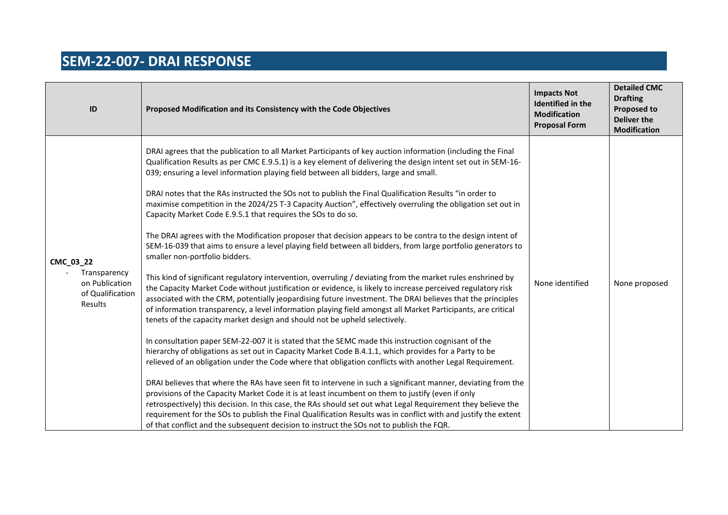# SEM-22-007- DRAI RESPONSE

| ID | Proposed Modification and its Consistency with the Code Objectives | Impacts Not Identified in the Modification Proposal Form | Detailed CMC Drafting Proposed to Deliver the Modification |
|---|---|---|---|
| **CMC_03_22** - Transparency on Publication of Qualification Results | DRAI agrees that the publication to all Market Participants of key auction information (including the Final Qualification Results as per CMC E.9.5.1) is a key element of delivering the design intent set out in SEM-16-039; ensuring a level information playing field between all bidders, large and small.<br><br>DRAI notes that the RAs instructed the SOs not to publish the Final Qualification Results "in order to maximise competition in the 2024/25 T-3 Capacity Auction", effectively overruling the obligation set out in Capacity Market Code E.9.5.1 that requires the SOs to do so.<br><br>The DRAI agrees with the Modification proposer that decision appears to be contra to the design intent of SEM-16-039 that aims to ensure a level playing field between all bidders, from large portfolio generators to smaller non-portfolio bidders.<br><br>This kind of significant regulatory intervention, overruling / deviating from the market rules enshrined by the Capacity Market Code without justification or evidence, is likely to increase perceived regulatory risk associated with the CRM, potentially jeopardising future investment. The DRAI believes that the principles of information transparency, a level information playing field amongst all Market Participants, are critical tenets of the capacity market design and should not be upheld selectively.<br><br>In consultation paper SEM-22-007 it is stated that the SEMC made this instruction cognisant of the hierarchy of obligations as set out in Capacity Market Code B.4.1.1, which provides for a Party to be relieved of an obligation under the Code where that obligation conflicts with another Legal Requirement.<br><br>DRAI believes that where the RAs have seen fit to intervene in such a significant manner, deviating from the provisions of the Capacity Market Code it is at least incumbent on them to justify (even if only retrospectively) this decision. In this case, the RAs should set out what Legal Requirement they believe the requirement for the SOs to publish the Final Qualification Results was in conflict with and justify the extent of that conflict and the subsequent decision to instruct the SOs not to publish the FQR. | None identified | None proposed |